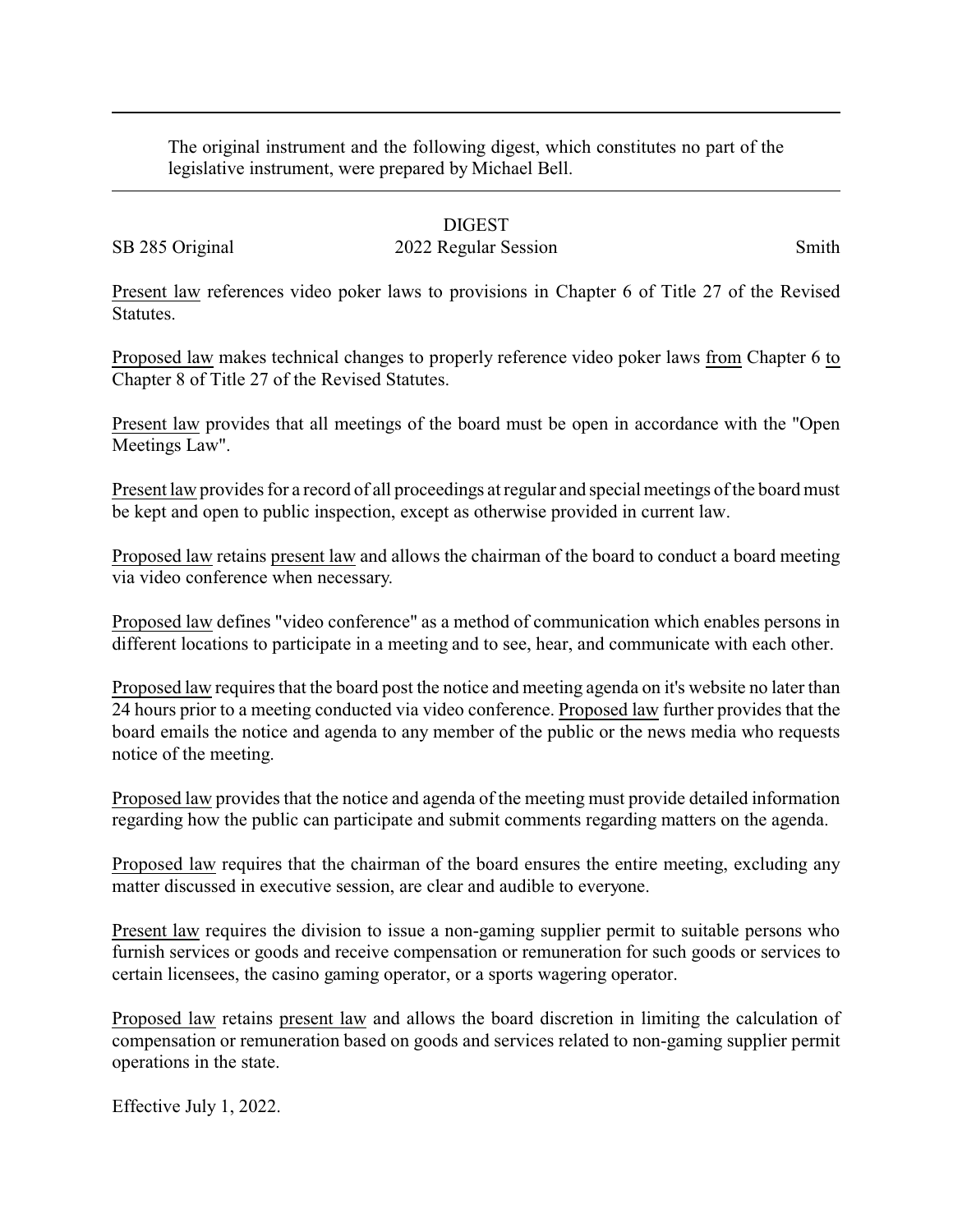The original instrument and the following digest, which constitutes no part of the legislative instrument, were prepared by Michael Bell.

# DIGEST

SB 285 Original 2022 Regular Session Smith

Present law references video poker laws to provisions in Chapter 6 of Title 27 of the Revised Statutes.

Proposed law makes technical changes to properly reference video poker laws from Chapter 6 to Chapter 8 of Title 27 of the Revised Statutes.

Present law provides that all meetings of the board must be open in accordance with the "Open Meetings Law".

Present law provides for a record of all proceedings at regular and special meetings of the board must be kept and open to public inspection, except as otherwise provided in current law.

Proposed law retains present law and allows the chairman of the board to conduct a board meeting via video conference when necessary.

Proposed law defines "video conference" as a method of communication which enables persons in different locations to participate in a meeting and to see, hear, and communicate with each other.

Proposed law requires that the board post the notice and meeting agenda on it's website no later than 24 hours prior to a meeting conducted via video conference. Proposed law further provides that the board emails the notice and agenda to any member of the public or the news media who requests notice of the meeting.

Proposed law provides that the notice and agenda of the meeting must provide detailed information regarding how the public can participate and submit comments regarding matters on the agenda.

Proposed law requires that the chairman of the board ensures the entire meeting, excluding any matter discussed in executive session, are clear and audible to everyone.

Present law requires the division to issue a non-gaming supplier permit to suitable persons who furnish services or goods and receive compensation or remuneration for such goods or services to certain licensees, the casino gaming operator, or a sports wagering operator.

Proposed law retains present law and allows the board discretion in limiting the calculation of compensation or remuneration based on goods and services related to non-gaming supplier permit operations in the state.

Effective July 1, 2022.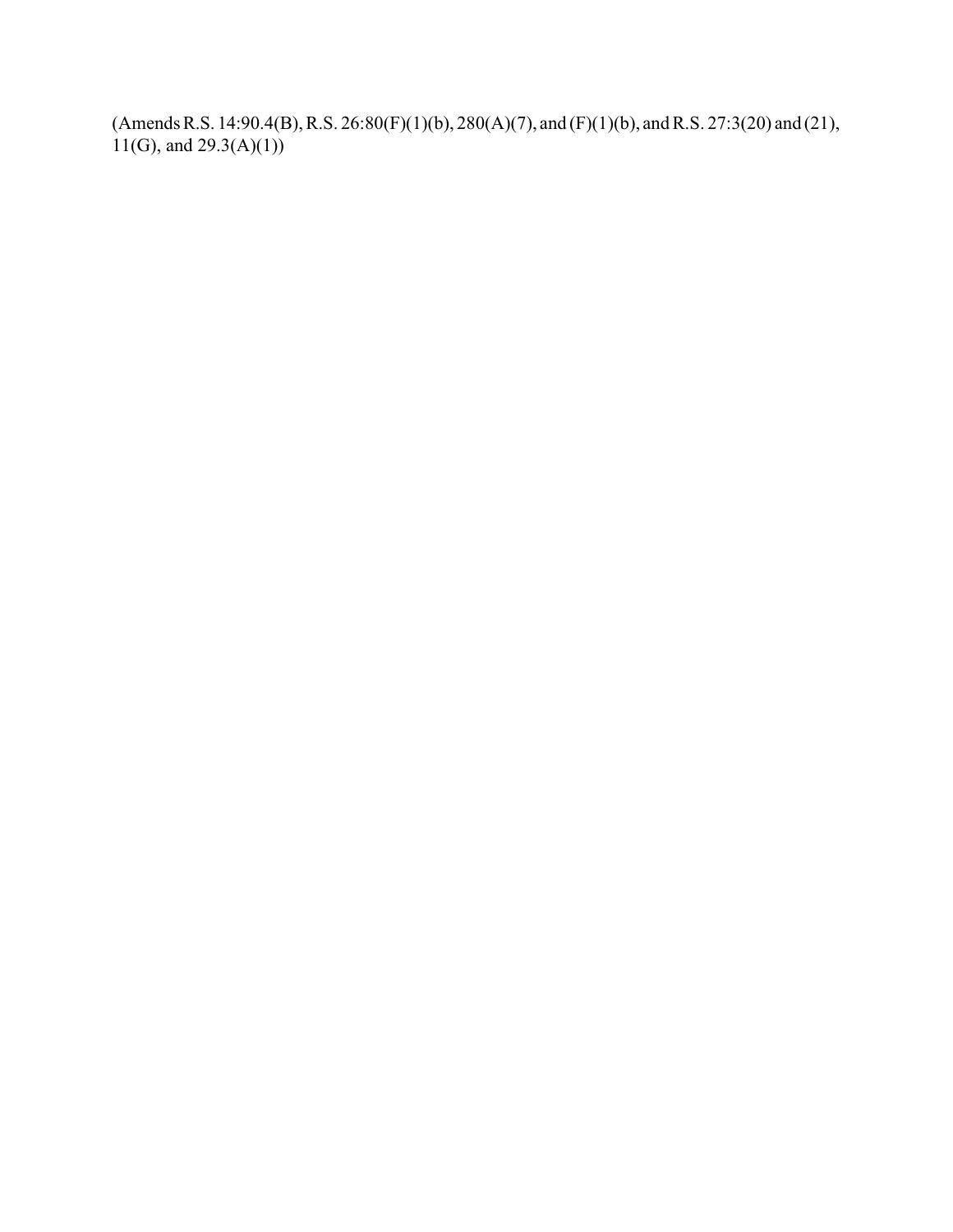(Amends R.S. 14:90.4(B), R.S. 26:80(F)(1)(b), 280(A)(7), and (F)(1)(b), and R.S. 27:3(20) and (21), 11(G), and 29.3(A)(1))